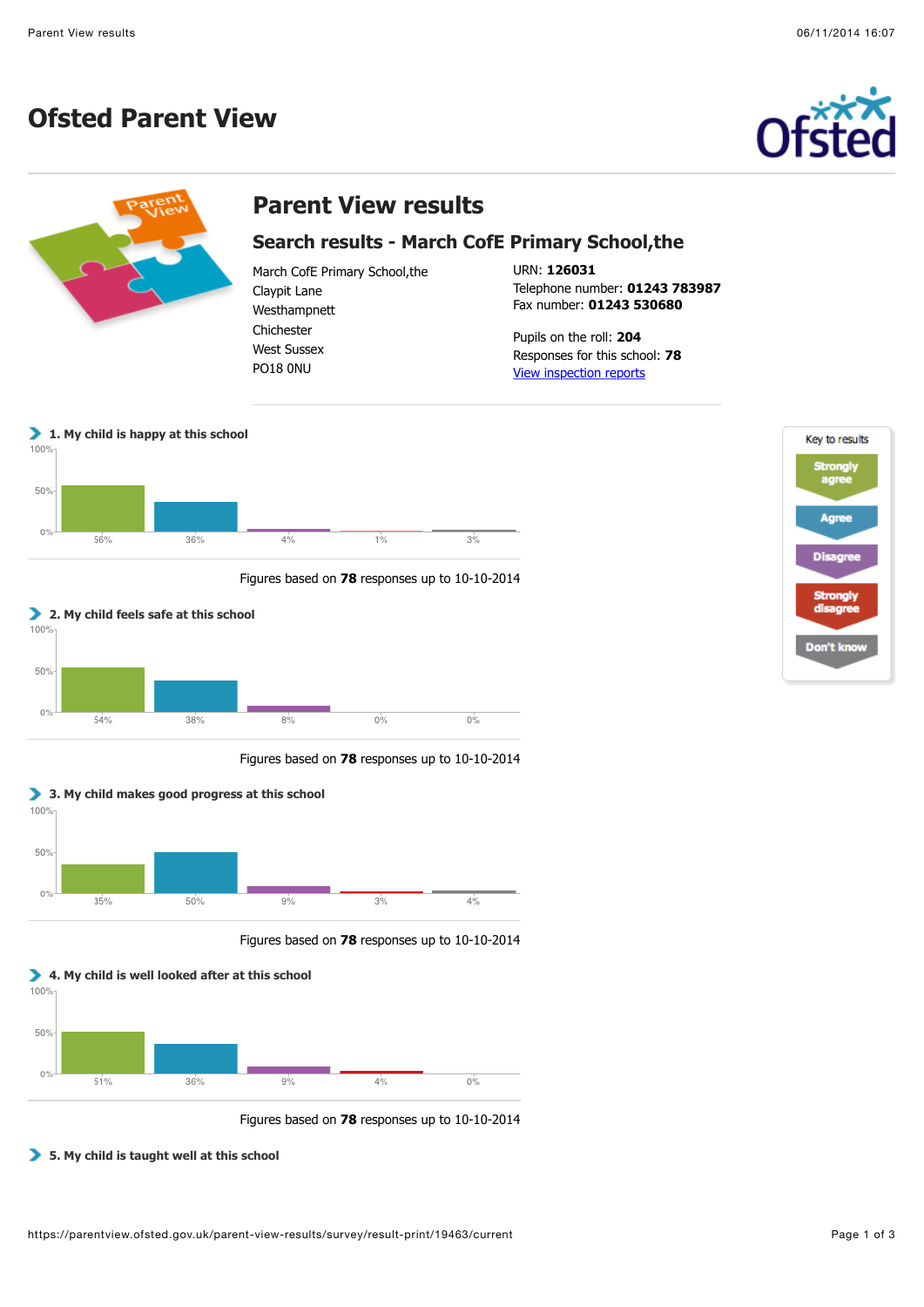# Ofsted Parent View

## Parent View results

### Search results - March CofE Primary School,the

March CofE Primary School,the
Claypit Lane
Westhampnett
Chichester
West Sussex
PO18 0NU

URN: **126031**
Telephone number: **01243 783987**
Fax number: **01243 530680**

Pupils on the roll: **204**
Responses for this school: **78**
View inspection reports

Key to results: Strongly agree, Agree, Disagree, Strongly disagree, Don't know

**1. My child is happy at this school**

| Strongly agree | Agree | Disagree | Strongly disagree | Don't know |
|---|---|---|---|---|
| 56% | 36% | 4% | 1% | 3% |

Figures based on **78** responses up to 10-10-2014

**2. My child feels safe at this school**

| Strongly agree | Agree | Disagree | Strongly disagree | Don't know |
|---|---|---|---|---|
| 54% | 38% | 8% | 0% | 0% |

Figures based on **78** responses up to 10-10-2014

**3. My child makes good progress at this school**

| Strongly agree | Agree | Disagree | Strongly disagree | Don't know |
|---|---|---|---|---|
| 35% | 50% | 9% | 3% | 4% |

Figures based on **78** responses up to 10-10-2014

**4. My child is well looked after at this school**

| Strongly agree | Agree | Disagree | Strongly disagree | Don't know |
|---|---|---|---|---|
| 51% | 36% | 9% | 4% | 0% |

Figures based on **78** responses up to 10-10-2014

**5. My child is taught well at this school**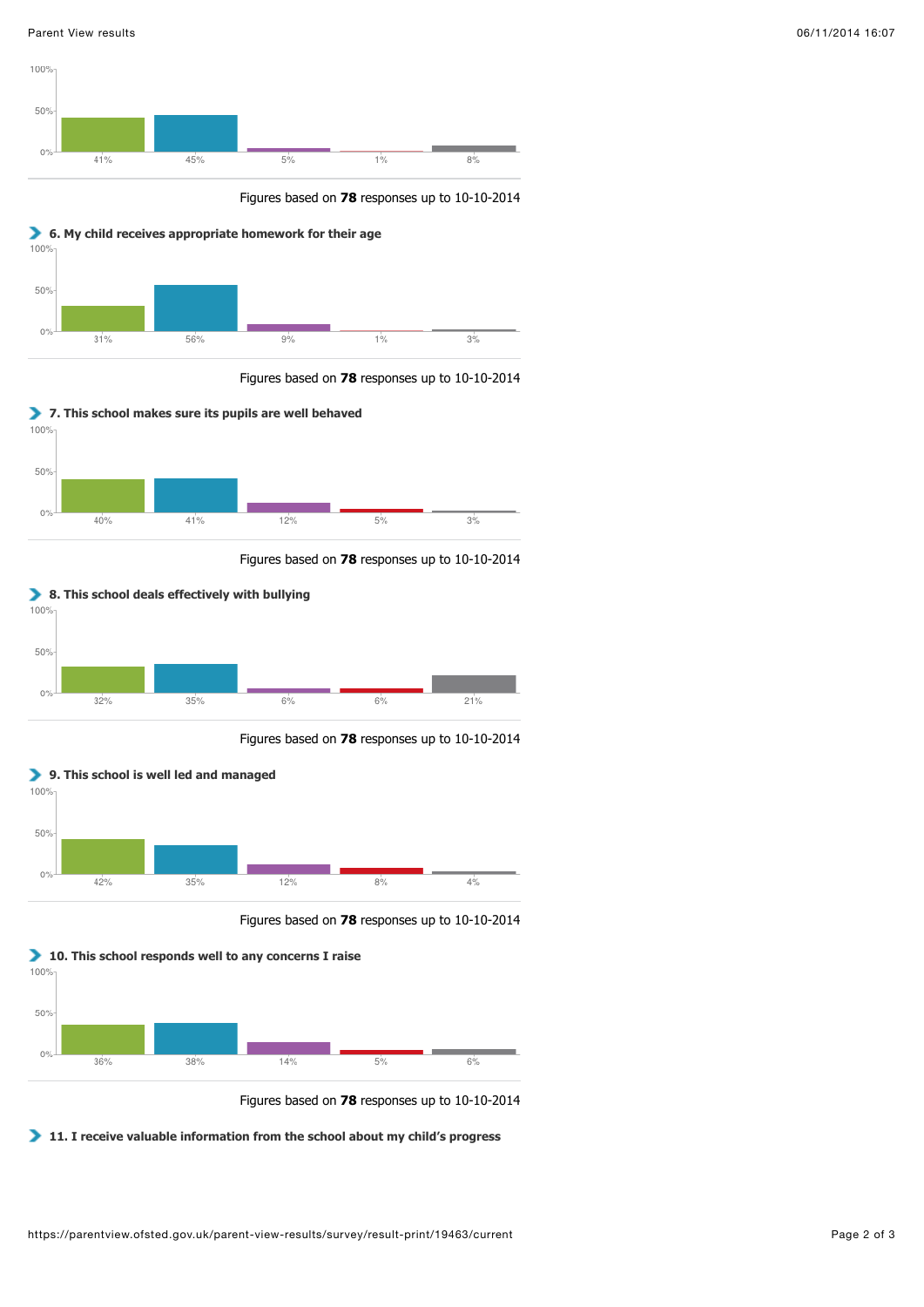| 41% | 45% | 5% | 1% | 8% |
| --- | --- | --- | --- | --- |

Figures based on **78** responses up to 10-10-2014

### 6. My child receives appropriate homework for their age

| 31% | 56% | 9% | 1% | 3% |
| --- | --- | --- | --- | --- |

Figures based on **78** responses up to 10-10-2014

### 7. This school makes sure its pupils are well behaved

| 40% | 41% | 12% | 5% | 3% |
| --- | --- | --- | --- | --- |

Figures based on **78** responses up to 10-10-2014

### 8. This school deals effectively with bullying

| 32% | 35% | 6% | 6% | 21% |
| --- | --- | --- | --- | --- |

Figures based on **78** responses up to 10-10-2014

### 9. This school is well led and managed

| 42% | 35% | 12% | 8% | 4% |
| --- | --- | --- | --- | --- |

Figures based on **78** responses up to 10-10-2014

### 10. This school responds well to any concerns I raise

| 36% | 38% | 14% | 5% | 6% |
| --- | --- | --- | --- | --- |

Figures based on **78** responses up to 10-10-2014

### 11. I receive valuable information from the school about my child’s progress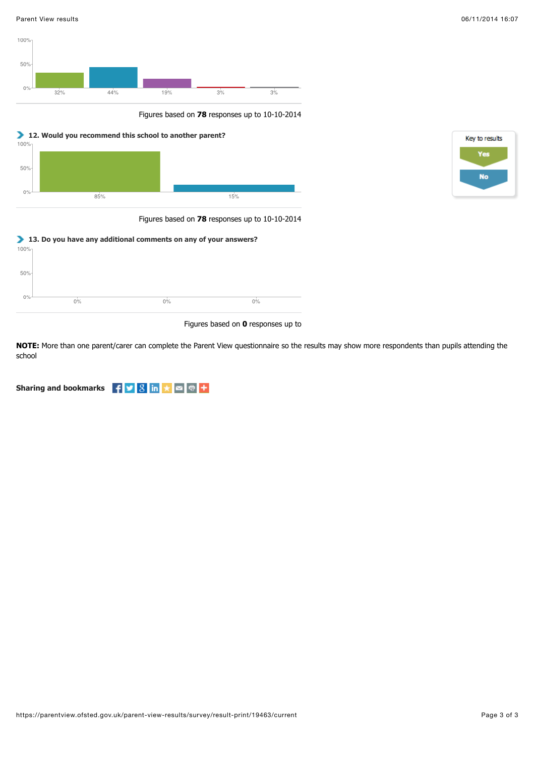100%
50%
0%
32% 44% 19% 3% 3%

Figures based on **78** responses up to 10-10-2014

### 12. Would you recommend this school to another parent?

100%
50%
0%
85% 15%

Figures based on **78** responses up to 10-10-2014

Key to results
Yes
No

### 13. Do you have any additional comments on any of your answers?

100%
50%
0%
0% 0% 0%

Figures based on **0** responses up to

**NOTE:** More than one parent/carer can complete the Parent View questionnaire so the results may show more respondents than pupils attending the school

**Sharing and bookmarks**